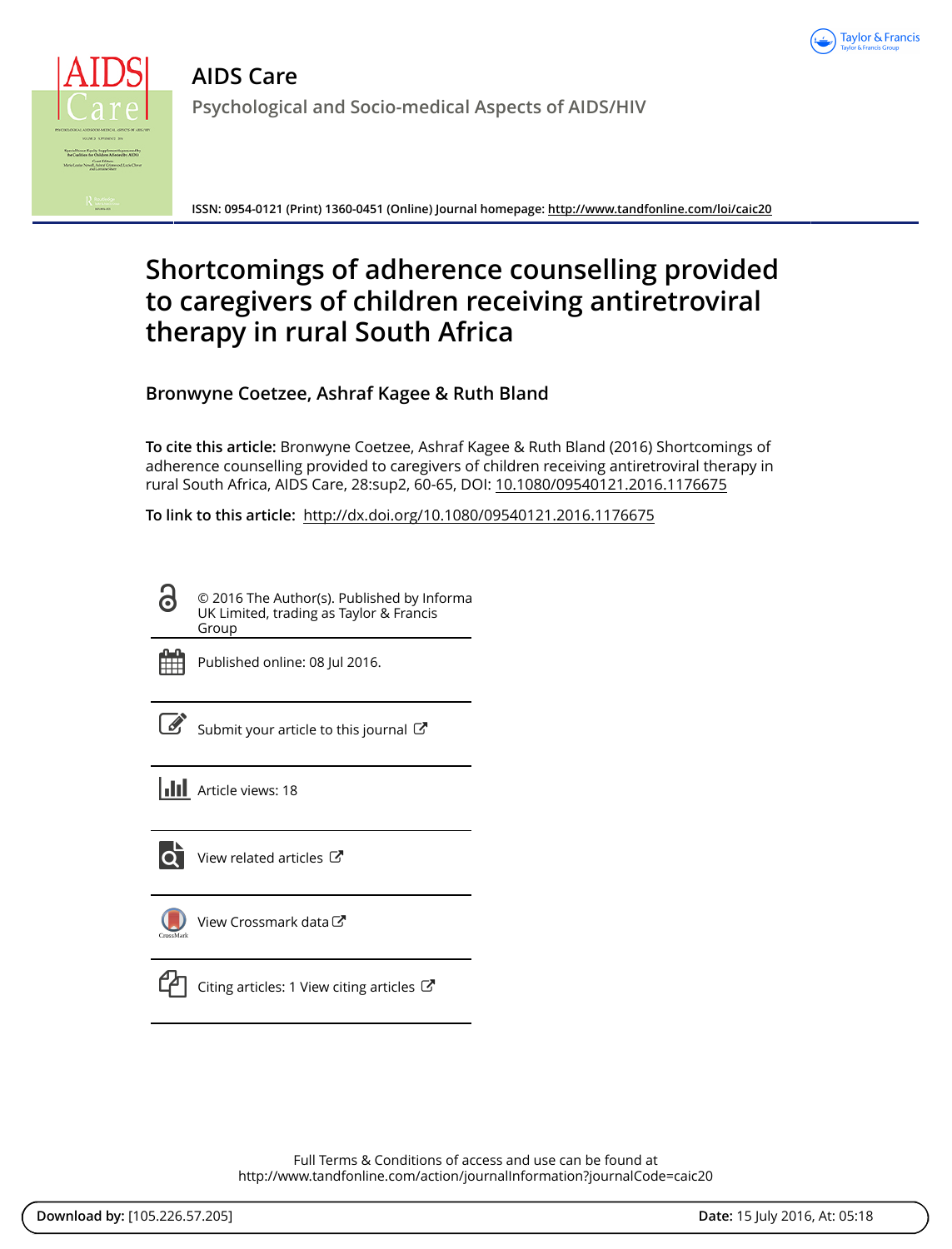# AIDS Care

Psychological and Socio-medical Aspects of AIDS/HIV

ISSN: 0954-0121 (Print) 1360-0451 (Online) Journal homepage: http://www.tandfonline.com/loi/caic20

# Shortcomings of adherence counselling provided to caregivers of children receiving antiretroviral therapy in rural South Africa

**Bronwyne Coetzee, Ashraf Kagee & Ruth Bland**

**To cite this article:** Bronwyne Coetzee, Ashraf Kagee & Ruth Bland (2016) Shortcomings of adherence counselling provided to caregivers of children receiving antiretroviral therapy in rural South Africa, AIDS Care, 28:sup2, 60-65, DOI: 10.1080/09540121.2016.1176675

**To link to this article:** http://dx.doi.org/10.1080/09540121.2016.1176675

© 2016 The Author(s). Published by Informa UK Limited, trading as Taylor & Francis Group

Published online: 08 Jul 2016.

Submit your article to this journal

Article views: 18

View related articles

View Crossmark data

Citing articles: 1 View citing articles

Full Terms & Conditions of access and use can be found at
http://www.tandfonline.com/action/journalInformation?journalCode=caic20

**Download by:** [105.226.57.205] **Date:** 15 July 2016, At: 05:18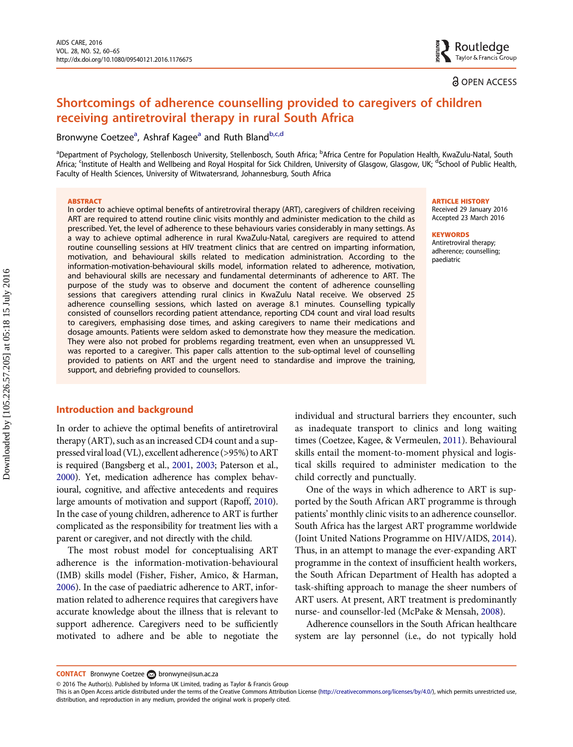# Shortcomings of adherence counselling provided to caregivers of children receiving antiretroviral therapy in rural South Africa

Bronwyne Coetzee[a], Ashraf Kagee[a] and Ruth Bland[b,c,d]

[a]Department of Psychology, Stellenbosch University, Stellenbosch, South Africa; [b]Africa Centre for Population Health, KwaZulu-Natal, South Africa; [c]Institute of Health and Wellbeing and Royal Hospital for Sick Children, University of Glasgow, Glasgow, UK; [d]School of Public Health, Faculty of Health Sciences, University of Witwatersrand, Johannesburg, South Africa

OPEN ACCESS

## ABSTRACT

In order to achieve optimal benefits of antiretroviral therapy (ART), caregivers of children receiving ART are required to attend routine clinic visits monthly and administer medication to the child as prescribed. Yet, the level of adherence to these behaviours varies considerably in many settings. As a way to achieve optimal adherence in rural KwaZulu-Natal, caregivers are required to attend routine counselling sessions at HIV treatment clinics that are centred on imparting information, motivation, and behavioural skills related to medication administration. According to the information-motivation-behavioural skills model, information related to adherence, motivation, and behavioural skills are necessary and fundamental determinants of adherence to ART. The purpose of the study was to observe and document the content of adherence counselling sessions that caregivers attending rural clinics in KwaZulu Natal receive. We observed 25 adherence counselling sessions, which lasted on average 8.1 minutes. Counselling typically consisted of counsellors recording patient attendance, reporting CD4 count and viral load results to caregivers, emphasising dose times, and asking caregivers to name their medications and dosage amounts. Patients were seldom asked to demonstrate how they measure the medication. They were also not probed for problems regarding treatment, even when an unsuppressed VL was reported to a caregiver. This paper calls attention to the sub-optimal level of counselling provided to patients on ART and the urgent need to standardise and improve the training, support, and debriefing provided to counsellors.

**ARTICLE HISTORY**
Received 29 January 2016
Accepted 23 March 2016

**KEYWORDS**
Antiretroviral therapy; adherence; counselling; paediatric

## Introduction and background

In order to achieve the optimal benefits of antiretroviral therapy (ART), such as an increased CD4 count and a suppressed viral load (VL), excellent adherence (>95%) to ART is required (Bangsberg et al., 2001, 2003; Paterson et al., 2000). Yet, medication adherence has complex behavioural, cognitive, and affective antecedents and requires large amounts of motivation and support (Rapoff, 2010). In the case of young children, adherence to ART is further complicated as the responsibility for treatment lies with a parent or caregiver, and not directly with the child.

The most robust model for conceptualising ART adherence is the information-motivation-behavioural (IMB) skills model (Fisher, Fisher, Amico, & Harman, 2006). In the case of paediatric adherence to ART, information related to adherence requires that caregivers have accurate knowledge about the illness that is relevant to support adherence. Caregivers need to be sufficiently motivated to adhere and be able to negotiate the individual and structural barriers they encounter, such as inadequate transport to clinics and long waiting times (Coetzee, Kagee, & Vermeulen, 2011). Behavioural skills entail the moment-to-moment physical and logistical skills required to administer medication to the child correctly and punctually.

One of the ways in which adherence to ART is supported by the South African ART programme is through patients' monthly clinic visits to an adherence counsellor. South Africa has the largest ART programme worldwide (Joint United Nations Programme on HIV/AIDS, 2014). Thus, in an attempt to manage the ever-expanding ART programme in the context of insufficient health workers, the South African Department of Health has adopted a task-shifting approach to manage the sheer numbers of ART users. At present, ART treatment is predominantly nurse- and counsellor-led (McPake & Mensah, 2008).

Adherence counsellors in the South African healthcare system are lay personnel (i.e., do not typically hold

**CONTACT** Bronwyne Coetzee bronwyne@sun.ac.za

© 2016 The Author(s). Published by Informa UK Limited, trading as Taylor & Francis Group
This is an Open Access article distributed under the terms of the Creative Commons Attribution License (http://creativecommons.org/licenses/by/4.0/), which permits unrestricted use, distribution, and reproduction in any medium, provided the original work is properly cited.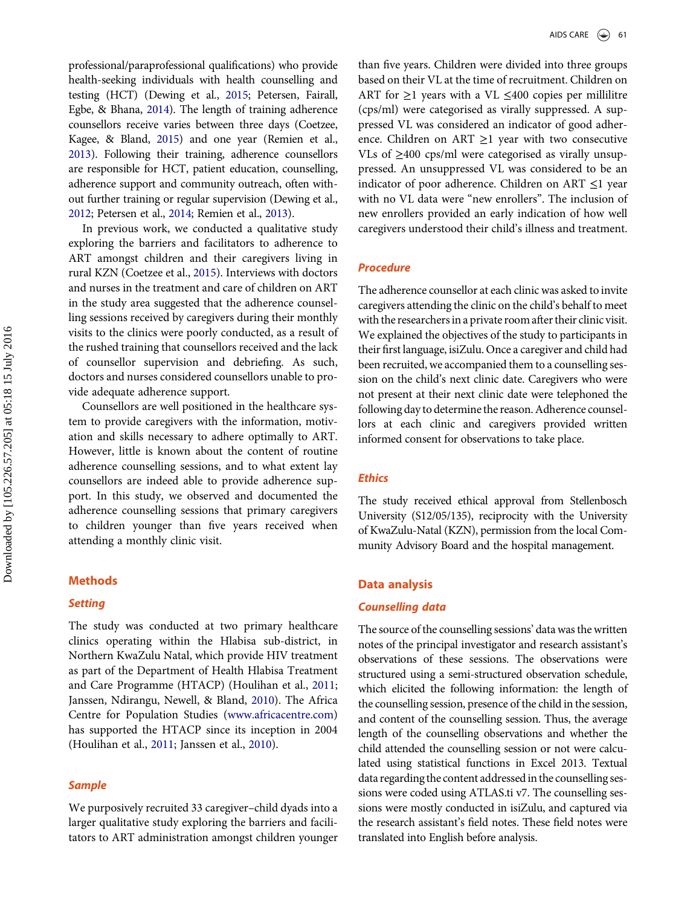professional/paraprofessional qualifications) who provide health-seeking individuals with health counselling and testing (HCT) (Dewing et al., 2015; Petersen, Fairall, Egbe, & Bhana, 2014). The length of training adherence counsellors receive varies between three days (Coetzee, Kagee, & Bland, 2015) and one year (Remien et al., 2013). Following their training, adherence counsellors are responsible for HCT, patient education, counselling, adherence support and community outreach, often without further training or regular supervision (Dewing et al., 2012; Petersen et al., 2014; Remien et al., 2013).

In previous work, we conducted a qualitative study exploring the barriers and facilitators to adherence to ART amongst children and their caregivers living in rural KZN (Coetzee et al., 2015). Interviews with doctors and nurses in the treatment and care of children on ART in the study area suggested that the adherence counselling sessions received by caregivers during their monthly visits to the clinics were poorly conducted, as a result of the rushed training that counsellors received and the lack of counsellor supervision and debriefing. As such, doctors and nurses considered counsellors unable to provide adequate adherence support.

Counsellors are well positioned in the healthcare system to provide caregivers with the information, motivation and skills necessary to adhere optimally to ART. However, little is known about the content of routine adherence counselling sessions, and to what extent lay counsellors are indeed able to provide adherence support. In this study, we observed and documented the adherence counselling sessions that primary caregivers to children younger than five years received when attending a monthly clinic visit.

## Methods

### Setting

The study was conducted at two primary healthcare clinics operating within the Hlabisa sub-district, in Northern KwaZulu Natal, which provide HIV treatment as part of the Department of Health Hlabisa Treatment and Care Programme (HTACP) (Houlihan et al., 2011; Janssen, Ndirangu, Newell, & Bland, 2010). The Africa Centre for Population Studies (www.africacentre.com) has supported the HTACP since its inception in 2004 (Houlihan et al., 2011; Janssen et al., 2010).

### Sample

We purposively recruited 33 caregiver–child dyads into a larger qualitative study exploring the barriers and facilitators to ART administration amongst children younger than five years. Children were divided into three groups based on their VL at the time of recruitment. Children on ART for $\geq$1 years with a VL $\leq$400 copies per millilitre (cps/ml) were categorised as virally suppressed. A suppressed VL was considered an indicator of good adherence. Children on ART $\geq$1 year with two consecutive VLs of $\geq$400 cps/ml were categorised as virally unsuppressed. An unsuppressed VL was considered to be an indicator of poor adherence. Children on ART $\leq$1 year with no VL data were "new enrollers". The inclusion of new enrollers provided an early indication of how well caregivers understood their child's illness and treatment.

### Procedure

The adherence counsellor at each clinic was asked to invite caregivers attending the clinic on the child's behalf to meet with the researchers in a private room after their clinic visit. We explained the objectives of the study to participants in their first language, isiZulu. Once a caregiver and child had been recruited, we accompanied them to a counselling session on the child's next clinic date. Caregivers who were not present at their next clinic date were telephoned the following day to determine the reason. Adherence counsellors at each clinic and caregivers provided written informed consent for observations to take place.

### Ethics

The study received ethical approval from Stellenbosch University (S12/05/135), reciprocity with the University of KwaZulu-Natal (KZN), permission from the local Community Advisory Board and the hospital management.

## Data analysis

### Counselling data

The source of the counselling sessions' data was the written notes of the principal investigator and research assistant's observations of these sessions. The observations were structured using a semi-structured observation schedule, which elicited the following information: the length of the counselling session, presence of the child in the session, and content of the counselling session. Thus, the average length of the counselling observations and whether the child attended the counselling session or not were calculated using statistical functions in Excel 2013. Textual data regarding the content addressed in the counselling sessions were coded using ATLAS.ti v7. The counselling sessions were mostly conducted in isiZulu, and captured via the research assistant's field notes. These field notes were translated into English before analysis.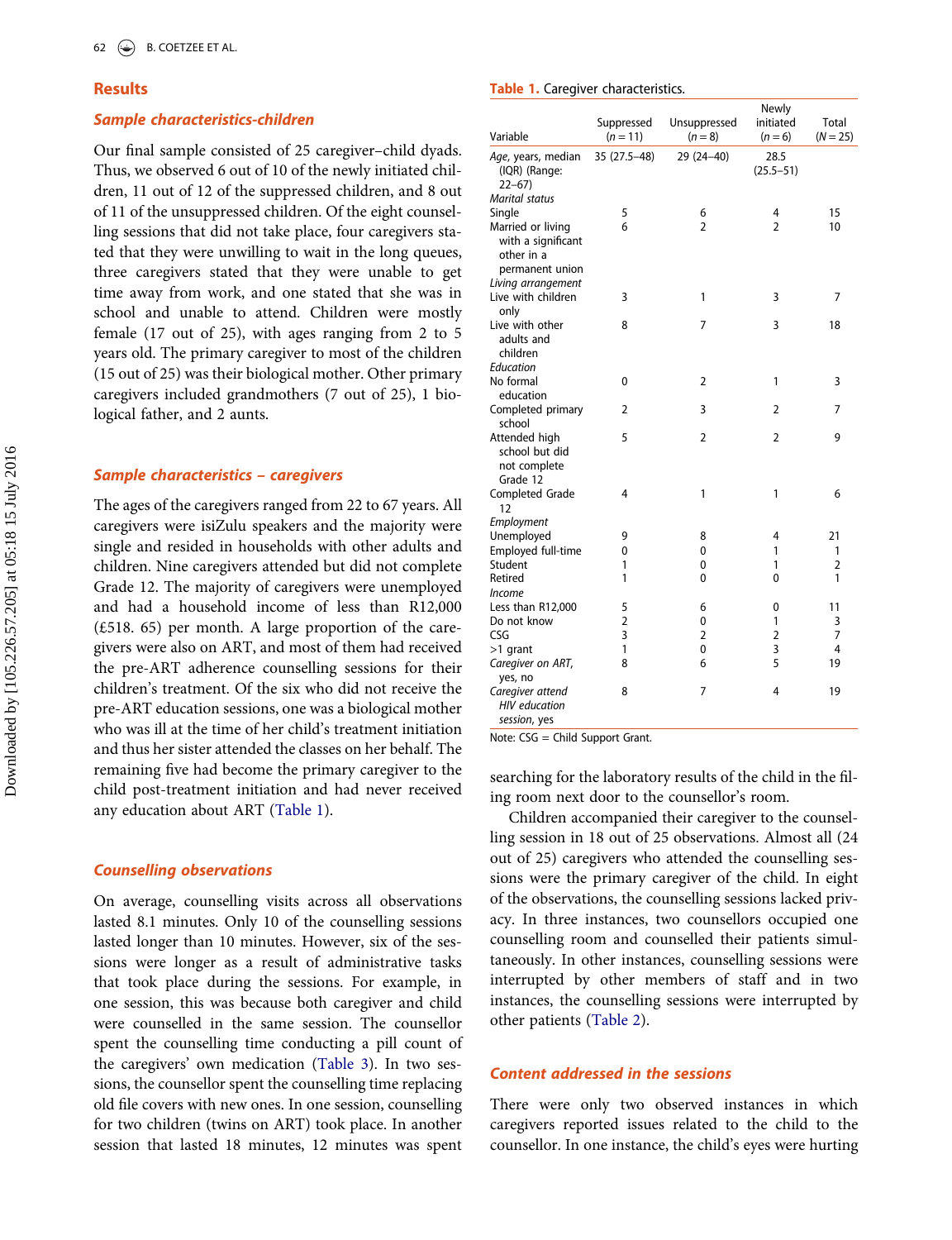## Results

### Sample characteristics-children

Our final sample consisted of 25 caregiver–child dyads. Thus, we observed 6 out of 10 of the newly initiated children, 11 out of 12 of the suppressed children, and 8 out of 11 of the unsuppressed children. Of the eight counselling sessions that did not take place, four caregivers stated that they were unwilling to wait in the long queues, three caregivers stated that they were unable to get time away from work, and one stated that she was in school and unable to attend. Children were mostly female (17 out of 25), with ages ranging from 2 to 5 years old. The primary caregiver to most of the children (15 out of 25) was their biological mother. Other primary caregivers included grandmothers (7 out of 25), 1 biological father, and 2 aunts.

### Sample characteristics – caregivers

The ages of the caregivers ranged from 22 to 67 years. All caregivers were isiZulu speakers and the majority were single and resided in households with other adults and children. Nine caregivers attended but did not complete Grade 12. The majority of caregivers were unemployed and had a household income of less than R12,000 (£518. 65) per month. A large proportion of the caregivers were also on ART, and most of them had received the pre-ART adherence counselling sessions for their children's treatment. Of the six who did not receive the pre-ART education sessions, one was a biological mother who was ill at the time of her child's treatment initiation and thus her sister attended the classes on her behalf. The remaining five had become the primary caregiver to the child post-treatment initiation and had never received any education about ART (Table 1).

**Table 1.** Caregiver characteristics.

| Variable | Suppressed (n = 11) | Unsuppressed (n = 8) | Newly initiated (n = 6) | Total (N = 25) |
|---|---|---|---|---|
| *Age*, years, median (IQR) (Range: 22–67) | 35 (27.5–48) | 29 (24–40) | 28.5 (25.5–51) | |
| *Marital status* | | | | |
| Single | 5 | 6 | 4 | 15 |
| Married or living with a significant other in a permanent union | 6 | 2 | 2 | 10 |
| *Living arrangement* | | | | |
| Live with children only | 3 | 1 | 3 | 7 |
| Live with other adults and children | 8 | 7 | 3 | 18 |
| *Education* | | | | |
| No formal education | 0 | 2 | 1 | 3 |
| Completed primary school | 2 | 3 | 2 | 7 |
| Attended high school but did not complete Grade 12 | 5 | 2 | 2 | 9 |
| Completed Grade 12 | 4 | 1 | 1 | 6 |
| *Employment* | | | | |
| Unemployed | 9 | 8 | 4 | 21 |
| Employed full-time | 0 | 0 | 1 | 1 |
| Student | 1 | 0 | 1 | 2 |
| Retired | 1 | 0 | 0 | 1 |
| *Income* | | | | |
| Less than R12,000 | 5 | 6 | 0 | 11 |
| Do not know | 2 | 0 | 1 | 3 |
| CSG | 3 | 2 | 2 | 7 |
| >1 grant | 1 | 0 | 3 | 4 |
| *Caregiver on ART*, yes, no | 8 | 6 | 5 | 19 |
| *Caregiver attend HIV education session*, yes | 8 | 7 | 4 | 19 |

Note: CSG = Child Support Grant.

### Counselling observations

On average, counselling visits across all observations lasted 8.1 minutes. Only 10 of the counselling sessions lasted longer than 10 minutes. However, six of the sessions were longer as a result of administrative tasks that took place during the sessions. For example, in one session, this was because both caregiver and child were counselled in the same session. The counsellor spent the counselling time conducting a pill count of the caregivers' own medication (Table 3). In two sessions, the counsellor spent the counselling time replacing old file covers with new ones. In one session, counselling for two children (twins on ART) took place. In another session that lasted 18 minutes, 12 minutes was spent searching for the laboratory results of the child in the filing room next door to the counsellor's room.

Children accompanied their caregiver to the counselling session in 18 out of 25 observations. Almost all (24 out of 25) caregivers who attended the counselling sessions were the primary caregiver of the child. In eight of the observations, the counselling sessions lacked privacy. In three instances, two counsellors occupied one counselling room and counselled their patients simultaneously. In other instances, counselling sessions were interrupted by other members of staff and in two instances, the counselling sessions were interrupted by other patients (Table 2).

### Content addressed in the sessions

There were only two observed instances in which caregivers reported issues related to the child to the counsellor. In one instance, the child's eyes were hurting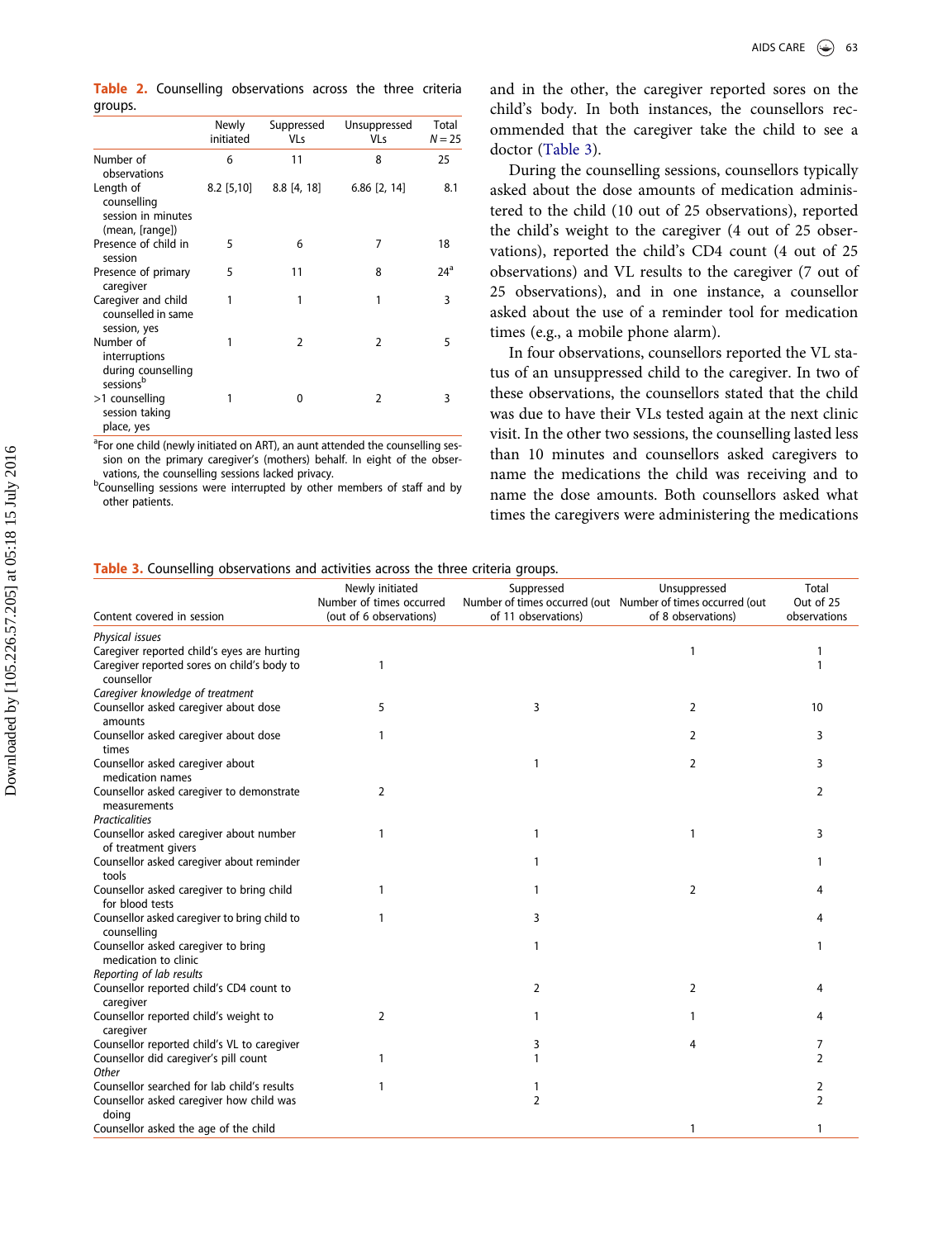**Table 2.** Counselling observations across the three criteria groups.

| | Newly initiated | Suppressed VLs | Unsuppressed VLs | Total N = 25 |
|---|---|---|---|---|
| Number of observations | 6 | 11 | 8 | 25 |
| Length of counselling session in minutes (mean, [range]) | 8.2 [5,10] | 8.8 [4, 18] | 6.86 [2, 14] | 8.1 |
| Presence of child in session | 5 | 6 | 7 | 18 |
| Presence of primary caregiver | 5 | 11 | 8 | 24[a] |
| Caregiver and child counselled in same session, yes | 1 | 1 | 1 | 3 |
| Number of interruptions during counselling sessions[b] | 1 | 2 | 2 | 5 |
| >1 counselling session taking place, yes | 1 | 0 | 2 | 3 |

[a]For one child (newly initiated on ART), an aunt attended the counselling session on the primary caregiver's (mothers) behalf. In eight of the observations, the counselling sessions lacked privacy.
[b]Counselling sessions were interrupted by other members of staff and by other patients.

and in the other, the caregiver reported sores on the child's body. In both instances, the counsellors recommended that the caregiver take the child to see a doctor (Table 3).

During the counselling sessions, counsellors typically asked about the dose amounts of medication administered to the child (10 out of 25 observations), reported the child's weight to the caregiver (4 out of 25 observations), reported the child's CD4 count (4 out of 25 observations) and VL results to the caregiver (7 out of 25 observations), and in one instance, a counsellor asked about the use of a reminder tool for medication times (e.g., a mobile phone alarm).

In four observations, counsellors reported the VL status of an unsuppressed child to the caregiver. In two of these observations, the counsellors stated that the child was due to have their VLs tested again at the next clinic visit. In the other two sessions, the counselling lasted less than 10 minutes and counsellors asked caregivers to name the medications the child was receiving and to name the dose amounts. Both counsellors asked what times the caregivers were administering the medications

**Table 3.** Counselling observations and activities across the three criteria groups.

| Content covered in session | Newly initiated Number of times occurred (out of 6 observations) | Suppressed Number of times occurred (out of 11 observations) | Unsuppressed Number of times occurred (out of 8 observations) | Total Out of 25 observations |
|---|---|---|---|---|
| *Physical issues* | | | | |
| Caregiver reported child's eyes are hurting | | | 1 | 1 |
| Caregiver reported sores on child's body to counsellor | 1 | | | 1 |
| *Caregiver knowledge of treatment* | | | | |
| Counsellor asked caregiver about dose amounts | 5 | 3 | 2 | 10 |
| Counsellor asked caregiver about dose times | 1 | | 2 | 3 |
| Counsellor asked caregiver about medication names | | 1 | 2 | 3 |
| Counsellor asked caregiver to demonstrate measurements | 2 | | | 2 |
| *Practicalities* | | | | |
| Counsellor asked caregiver about number of treatment givers | 1 | 1 | 1 | 3 |
| Counsellor asked caregiver about reminder tools | | 1 | | 1 |
| Counsellor asked caregiver to bring child for blood tests | 1 | 1 | 2 | 4 |
| Counsellor asked caregiver to bring child to counselling | 1 | 3 | | 4 |
| Counsellor asked caregiver to bring medication to clinic | | 1 | | 1 |
| *Reporting of lab results* | | | | |
| Counsellor reported child's CD4 count to caregiver | | 2 | 2 | 4 |
| Counsellor reported child's weight to caregiver | 2 | 1 | 1 | 4 |
| Counsellor reported child's VL to caregiver | | 3 | 4 | 7 |
| Counsellor did caregiver's pill count | 1 | 1 | | 2 |
| *Other* | | | | |
| Counsellor searched for lab child's results | 1 | 1 | | 2 |
| Counsellor asked caregiver how child was doing | | 2 | | 2 |
| Counsellor asked the age of the child | | | 1 | 1 |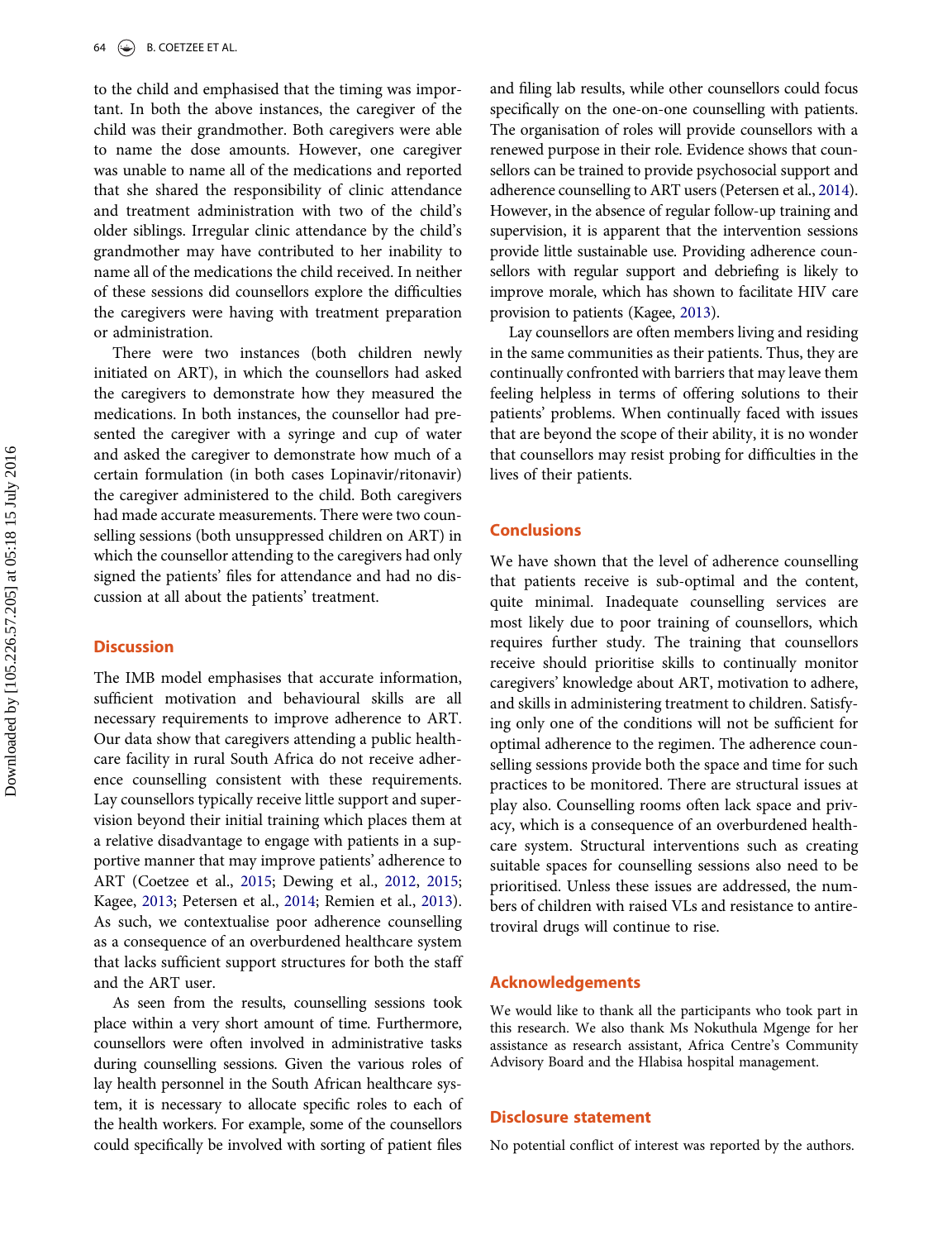to the child and emphasised that the timing was important. In both the above instances, the caregiver of the child was their grandmother. Both caregivers were able to name the dose amounts. However, one caregiver was unable to name all of the medications and reported that she shared the responsibility of clinic attendance and treatment administration with two of the child's older siblings. Irregular clinic attendance by the child's grandmother may have contributed to her inability to name all of the medications the child received. In neither of these sessions did counsellors explore the difficulties the caregivers were having with treatment preparation or administration.

There were two instances (both children newly initiated on ART), in which the counsellors had asked the caregivers to demonstrate how they measured the medications. In both instances, the counsellor had presented the caregiver with a syringe and cup of water and asked the caregiver to demonstrate how much of a certain formulation (in both cases Lopinavir/ritonavir) the caregiver administered to the child. Both caregivers had made accurate measurements. There were two counselling sessions (both unsuppressed children on ART) in which the counsellor attending to the caregivers had only signed the patients' files for attendance and had no discussion at all about the patients' treatment.

## Discussion

The IMB model emphasises that accurate information, sufficient motivation and behavioural skills are all necessary requirements to improve adherence to ART. Our data show that caregivers attending a public healthcare facility in rural South Africa do not receive adherence counselling consistent with these requirements. Lay counsellors typically receive little support and supervision beyond their initial training which places them at a relative disadvantage to engage with patients in a supportive manner that may improve patients' adherence to ART (Coetzee et al., 2015; Dewing et al., 2012, 2015; Kagee, 2013; Petersen et al., 2014; Remien et al., 2013). As such, we contextualise poor adherence counselling as a consequence of an overburdened healthcare system that lacks sufficient support structures for both the staff and the ART user.

As seen from the results, counselling sessions took place within a very short amount of time. Furthermore, counsellors were often involved in administrative tasks during counselling sessions. Given the various roles of lay health personnel in the South African healthcare system, it is necessary to allocate specific roles to each of the health workers. For example, some of the counsellors could specifically be involved with sorting of patient files and filing lab results, while other counsellors could focus specifically on the one-on-one counselling with patients. The organisation of roles will provide counsellors with a renewed purpose in their role. Evidence shows that counsellors can be trained to provide psychosocial support and adherence counselling to ART users (Petersen et al., 2014). However, in the absence of regular follow-up training and supervision, it is apparent that the intervention sessions provide little sustainable use. Providing adherence counsellors with regular support and debriefing is likely to improve morale, which has shown to facilitate HIV care provision to patients (Kagee, 2013).

Lay counsellors are often members living and residing in the same communities as their patients. Thus, they are continually confronted with barriers that may leave them feeling helpless in terms of offering solutions to their patients' problems. When continually faced with issues that are beyond the scope of their ability, it is no wonder that counsellors may resist probing for difficulties in the lives of their patients.

## Conclusions

We have shown that the level of adherence counselling that patients receive is sub-optimal and the content, quite minimal. Inadequate counselling services are most likely due to poor training of counsellors, which requires further study. The training that counsellors receive should prioritise skills to continually monitor caregivers' knowledge about ART, motivation to adhere, and skills in administering treatment to children. Satisfying only one of the conditions will not be sufficient for optimal adherence to the regimen. The adherence counselling sessions provide both the space and time for such practices to be monitored. There are structural issues at play also. Counselling rooms often lack space and privacy, which is a consequence of an overburdened healthcare system. Structural interventions such as creating suitable spaces for counselling sessions also need to be prioritised. Unless these issues are addressed, the numbers of children with raised VLs and resistance to antiretroviral drugs will continue to rise.

## Acknowledgements

We would like to thank all the participants who took part in this research. We also thank Ms Nokuthula Mgenge for her assistance as research assistant, Africa Centre's Community Advisory Board and the Hlabisa hospital management.

## Disclosure statement

No potential conflict of interest was reported by the authors.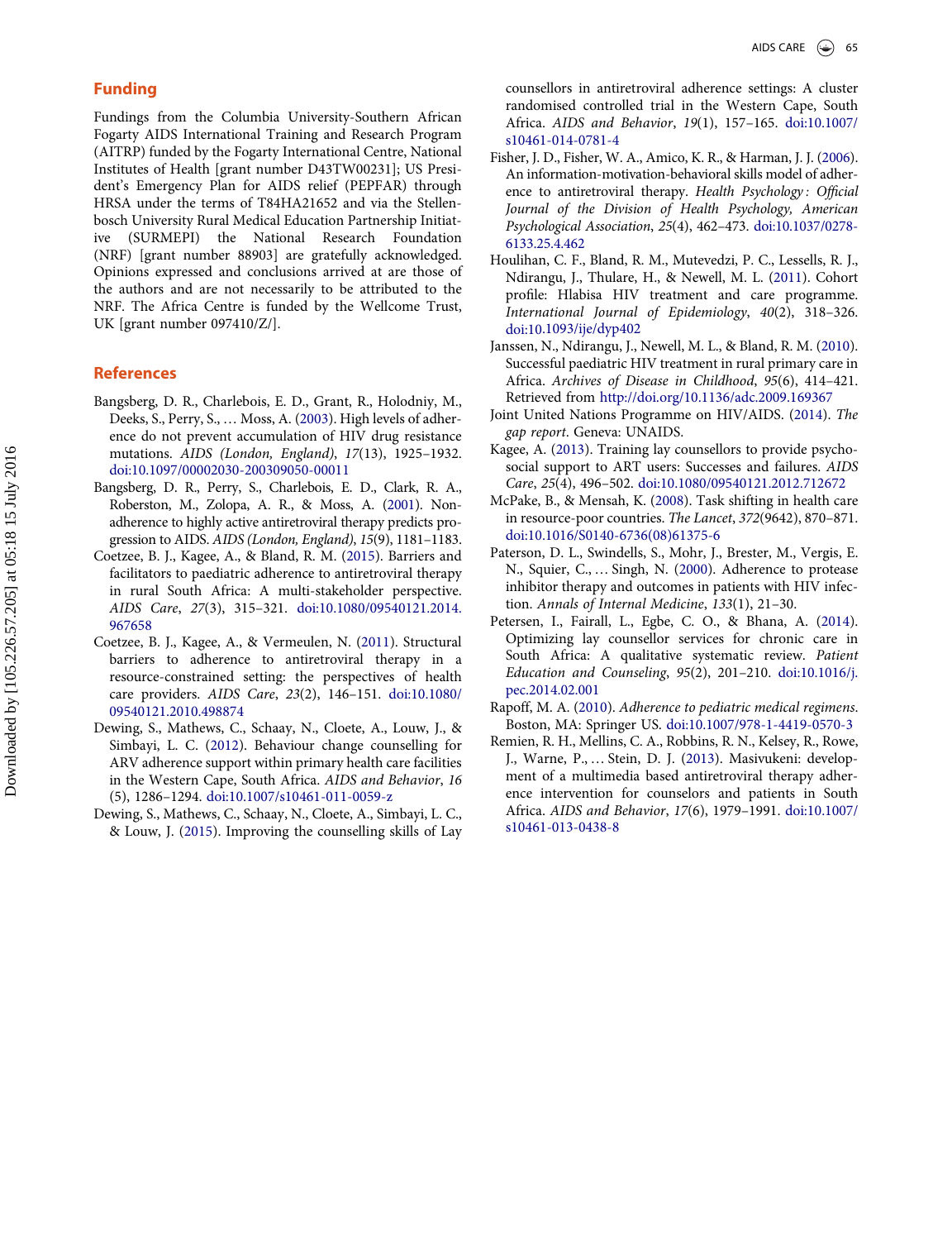## Funding

Fundings from the Columbia University-Southern African Fogarty AIDS International Training and Research Program (AITRP) funded by the Fogarty International Centre, National Institutes of Health [grant number D43TW00231]; US President's Emergency Plan for AIDS relief (PEPFAR) through HRSA under the terms of T84HA21652 and via the Stellenbosch University Rural Medical Education Partnership Initiative (SURMEPI) the National Research Foundation (NRF) [grant number 88903] are gratefully acknowledged. Opinions expressed and conclusions arrived at are those of the authors and are not necessarily to be attributed to the NRF. The Africa Centre is funded by the Wellcome Trust, UK [grant number 097410/Z/].

## References

Bangsberg, D. R., Charlebois, E. D., Grant, R., Holodniy, M., Deeks, S., Perry, S., … Moss, A. (2003). High levels of adherence do not prevent accumulation of HIV drug resistance mutations. *AIDS (London, England)*, *17*(13), 1925–1932. doi:10.1097/00002030-200309050-00011

Bangsberg, D. R., Perry, S., Charlebois, E. D., Clark, R. A., Roberston, M., Zolopa, A. R., & Moss, A. (2001). Non-adherence to highly active antiretroviral therapy predicts progression to AIDS. *AIDS (London, England)*, *15*(9), 1181–1183.

Coetzee, B. J., Kagee, A., & Bland, R. M. (2015). Barriers and facilitators to paediatric adherence to antiretroviral therapy in rural South Africa: A multi-stakeholder perspective. *AIDS Care*, *27*(3), 315–321. doi:10.1080/09540121.2014.967658

Coetzee, B. J., Kagee, A., & Vermeulen, N. (2011). Structural barriers to adherence to antiretroviral therapy in a resource-constrained setting: the perspectives of health care providers. *AIDS Care*, *23*(2), 146–151. doi:10.1080/09540121.2010.498874

Dewing, S., Mathews, C., Schaay, N., Cloete, A., Louw, J., & Simbayi, L. C. (2012). Behaviour change counselling for ARV adherence support within primary health care facilities in the Western Cape, South Africa. *AIDS and Behavior*, *16*(5), 1286–1294. doi:10.1007/s10461-011-0059-z

Dewing, S., Mathews, C., Schaay, N., Cloete, A., Simbayi, L. C., & Louw, J. (2015). Improving the counselling skills of Lay counsellors in antiretroviral adherence settings: A cluster randomised controlled trial in the Western Cape, South Africa. *AIDS and Behavior*, *19*(1), 157–165. doi:10.1007/s10461-014-0781-4

Fisher, J. D., Fisher, W. A., Amico, K. R., & Harman, J. J. (2006). An information-motivation-behavioral skills model of adherence to antiretroviral therapy. *Health Psychology : Official Journal of the Division of Health Psychology, American Psychological Association*, *25*(4), 462–473. doi:10.1037/0278-6133.25.4.462

Houlihan, C. F., Bland, R. M., Mutevedzi, P. C., Lessells, R. J., Ndirangu, J., Thulare, H., & Newell, M. L. (2011). Cohort profile: Hlabisa HIV treatment and care programme. *International Journal of Epidemiology*, *40*(2), 318–326. doi:10.1093/ije/dyp402

Janssen, N., Ndirangu, J., Newell, M. L., & Bland, R. M. (2010). Successful paediatric HIV treatment in rural primary care in Africa. *Archives of Disease in Childhood*, *95*(6), 414–421. Retrieved from http://doi.org/10.1136/adc.2009.169367

Joint United Nations Programme on HIV/AIDS. (2014). *The gap report*. Geneva: UNAIDS.

Kagee, A. (2013). Training lay counsellors to provide psychosocial support to ART users: Successes and failures. *AIDS Care*, *25*(4), 496–502. doi:10.1080/09540121.2012.712672

McPake, B., & Mensah, K. (2008). Task shifting in health care in resource-poor countries. *The Lancet*, *372*(9642), 870–871. doi:10.1016/S0140-6736(08)61375-6

Paterson, D. L., Swindells, S., Mohr, J., Brester, M., Vergis, E. N., Squier, C., … Singh, N. (2000). Adherence to protease inhibitor therapy and outcomes in patients with HIV infection. *Annals of Internal Medicine*, *133*(1), 21–30.

Petersen, I., Fairall, L., Egbe, C. O., & Bhana, A. (2014). Optimizing lay counsellor services for chronic care in South Africa: A qualitative systematic review. *Patient Education and Counseling*, *95*(2), 201–210. doi:10.1016/j.pec.2014.02.001

Rapoff, M. A. (2010). *Adherence to pediatric medical regimens*. Boston, MA: Springer US. doi:10.1007/978-1-4419-0570-3

Remien, R. H., Mellins, C. A., Robbins, R. N., Kelsey, R., Rowe, J., Warne, P., … Stein, D. J. (2013). Masivukeni: development of a multimedia based antiretroviral therapy adherence intervention for counselors and patients in South Africa. *AIDS and Behavior*, *17*(6), 1979–1991. doi:10.1007/s10461-013-0438-8